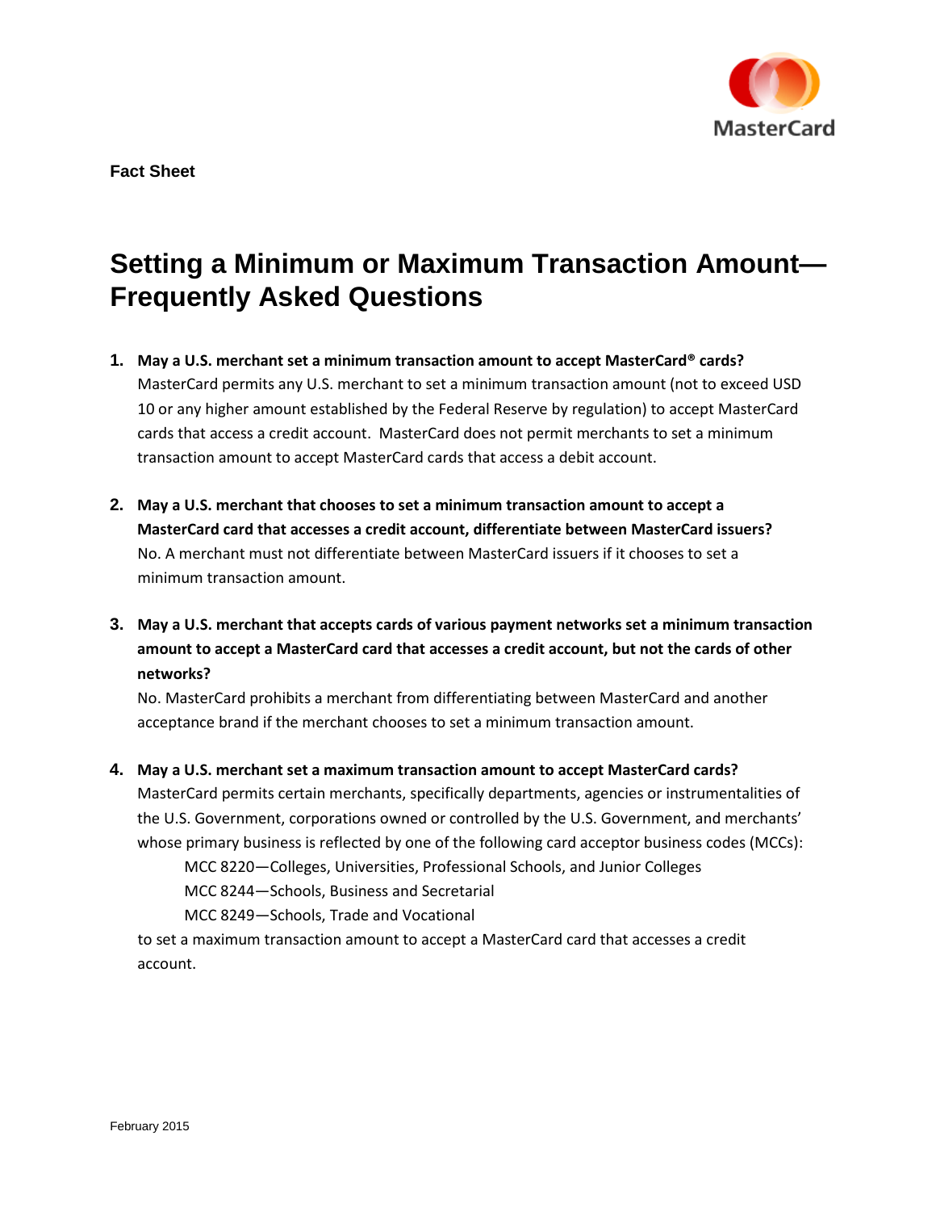MasterCard

Fact Sheet

# Setting a Minimum or Maximum Transaction Amount—Frequently Asked Questions

1. **May a U.S. merchant set a minimum transaction amount to accept MasterCard® cards?**
   MasterCard permits any U.S. merchant to set a minimum transaction amount (not to exceed USD 10 or any higher amount established by the Federal Reserve by regulation) to accept MasterCard cards that access a credit account. MasterCard does not permit merchants to set a minimum transaction amount to accept MasterCard cards that access a debit account.

2. **May a U.S. merchant that chooses to set a minimum transaction amount to accept a MasterCard card that accesses a credit account, differentiate between MasterCard issuers?**
   No. A merchant must not differentiate between MasterCard issuers if it chooses to set a minimum transaction amount.

3. **May a U.S. merchant that accepts cards of various payment networks set a minimum transaction amount to accept a MasterCard card that accesses a credit account, but not the cards of other networks?**
   No. MasterCard prohibits a merchant from differentiating between MasterCard and another acceptance brand if the merchant chooses to set a minimum transaction amount.

4. **May a U.S. merchant set a maximum transaction amount to accept MasterCard cards?**
   MasterCard permits certain merchants, specifically departments, agencies or instrumentalities of the U.S. Government, corporations owned or controlled by the U.S. Government, and merchants' whose primary business is reflected by one of the following card acceptor business codes (MCCs):

   MCC 8220—Colleges, Universities, Professional Schools, and Junior Colleges
   MCC 8244—Schools, Business and Secretarial
   MCC 8249—Schools, Trade and Vocational

   to set a maximum transaction amount to accept a MasterCard card that accesses a credit account.

February 2015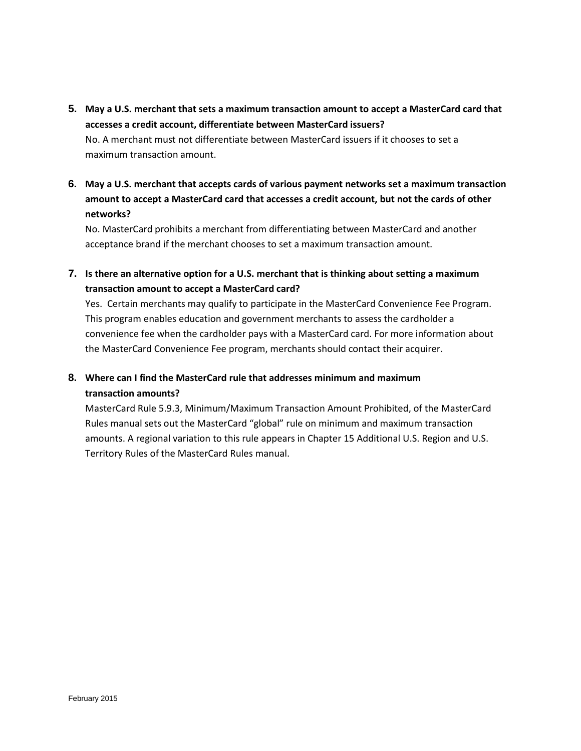5. **May a U.S. merchant that sets a maximum transaction amount to accept a MasterCard card that accesses a credit account, differentiate between MasterCard issuers?**
   No. A merchant must not differentiate between MasterCard issuers if it chooses to set a maximum transaction amount.

6. **May a U.S. merchant that accepts cards of various payment networks set a maximum transaction amount to accept a MasterCard card that accesses a credit account, but not the cards of other networks?**
   No. MasterCard prohibits a merchant from differentiating between MasterCard and another acceptance brand if the merchant chooses to set a maximum transaction amount.

7. **Is there an alternative option for a U.S. merchant that is thinking about setting a maximum transaction amount to accept a MasterCard card?**
   Yes. Certain merchants may qualify to participate in the MasterCard Convenience Fee Program. This program enables education and government merchants to assess the cardholder a convenience fee when the cardholder pays with a MasterCard card. For more information about the MasterCard Convenience Fee program, merchants should contact their acquirer.

8. **Where can I find the MasterCard rule that addresses minimum and maximum transaction amounts?**
   MasterCard Rule 5.9.3, Minimum/Maximum Transaction Amount Prohibited, of the MasterCard Rules manual sets out the MasterCard "global" rule on minimum and maximum transaction amounts. A regional variation to this rule appears in Chapter 15 Additional U.S. Region and U.S. Territory Rules of the MasterCard Rules manual.

February 2015